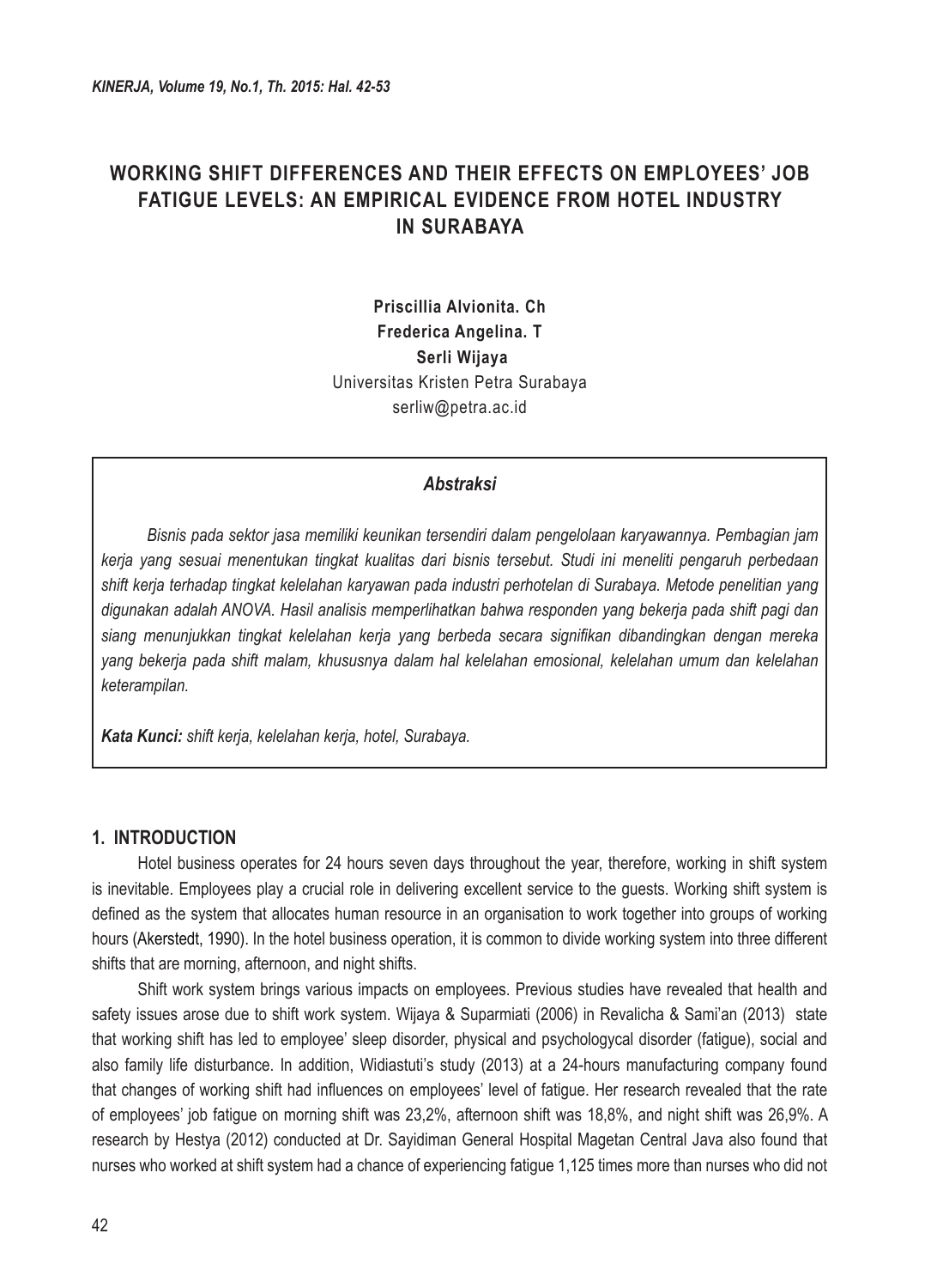# WORKING SHIFT DIFFERENCES AND THEIR EFFECTS ON EMPLOYEES' JOB FATIGUE LEVELS: AN EMPIRICAL EVIDENCE FROM HOTEL INDUSTRY IN SURABAYA

**Priscillia Alvionita. Ch**
**Frederica Angelina. T**
**Serli Wijaya**
Universitas Kristen Petra Surabaya
serliw@petra.ac.id

### *Abstraksi*

*Bisnis pada sektor jasa memiliki keunikan tersendiri dalam pengelolaan karyawannya. Pembagian jam kerja yang sesuai menentukan tingkat kualitas dari bisnis tersebut. Studi ini meneliti pengaruh perbedaan shift kerja terhadap tingkat kelelahan karyawan pada industri perhotelan di Surabaya. Metode penelitian yang digunakan adalah ANOVA. Hasil analisis memperlihatkan bahwa responden yang bekerja pada shift pagi dan siang menunjukkan tingkat kelelahan kerja yang berbeda secara signifikan dibandingkan dengan mereka yang bekerja pada shift malam, khususnya dalam hal kelelahan emosional, kelelahan umum dan kelelahan keterampilan.*

***Kata Kunci:*** *shift kerja, kelelahan kerja, hotel, Surabaya.*

## 1. INTRODUCTION

Hotel business operates for 24 hours seven days throughout the year, therefore, working in shift system is inevitable. Employees play a crucial role in delivering excellent service to the guests. Working shift system is defined as the system that allocates human resource in an organisation to work together into groups of working hours (Akerstedt, 1990). In the hotel business operation, it is common to divide working system into three different shifts that are morning, afternoon, and night shifts.

Shift work system brings various impacts on employees. Previous studies have revealed that health and safety issues arose due to shift work system. Wijaya & Suparmiati (2006) in Revalicha & Sami'an (2013) state that working shift has led to employee' sleep disorder, physical and psychologycal disorder (fatigue), social and also family life disturbance. In addition, Widiastuti's study (2013) at a 24-hours manufacturing company found that changes of working shift had influences on employees' level of fatigue. Her research revealed that the rate of employees' job fatigue on morning shift was 23,2%, afternoon shift was 18,8%, and night shift was 26,9%. A research by Hestya (2012) conducted at Dr. Sayidiman General Hospital Magetan Central Java also found that nurses who worked at shift system had a chance of experiencing fatigue 1,125 times more than nurses who did not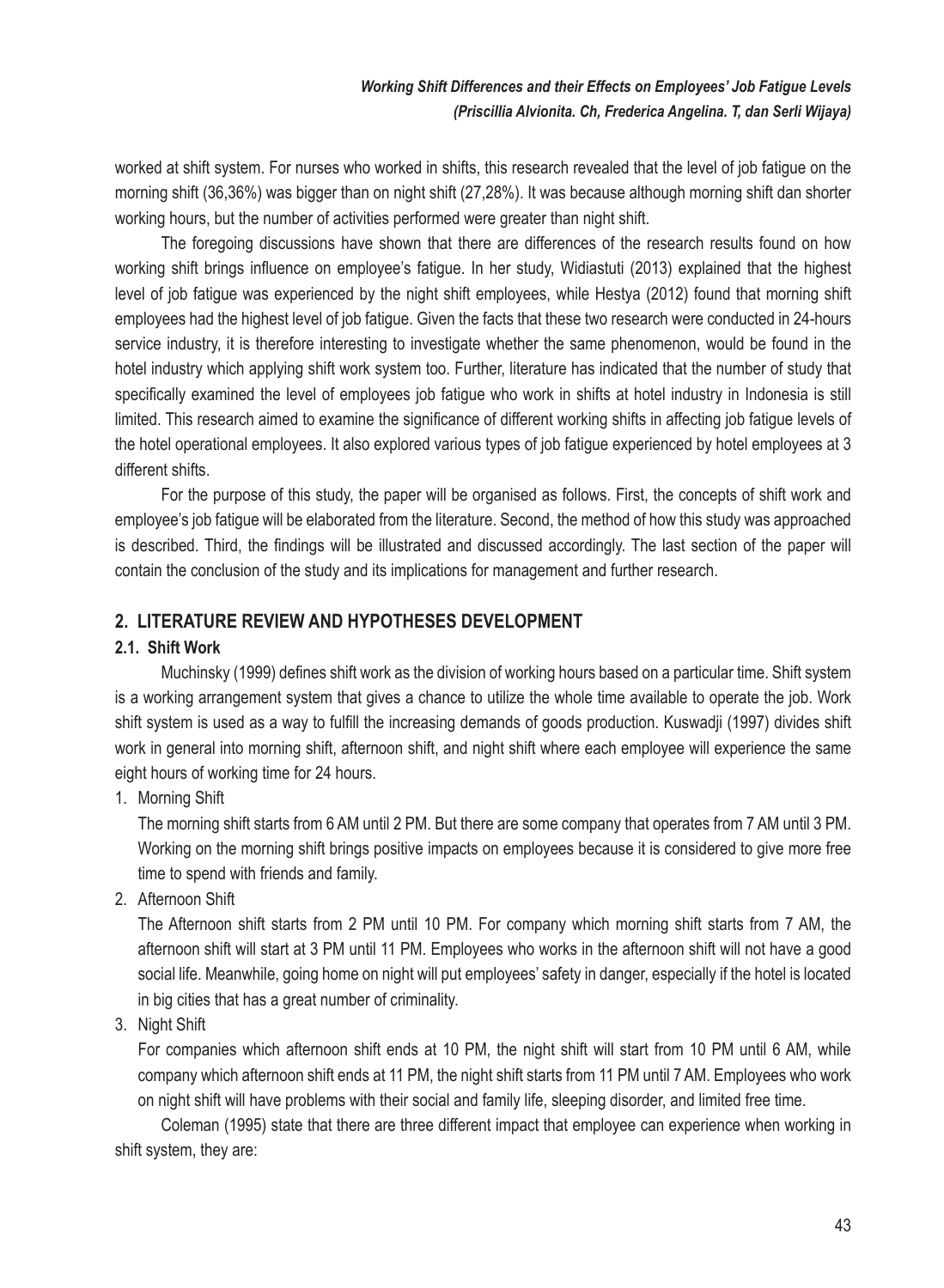worked at shift system. For nurses who worked in shifts, this research revealed that the level of job fatigue on the morning shift (36,36%) was bigger than on night shift (27,28%). It was because although morning shift dan shorter working hours, but the number of activities performed were greater than night shift.

The foregoing discussions have shown that there are differences of the research results found on how working shift brings influence on employee's fatigue. In her study, Widiastuti (2013) explained that the highest level of job fatigue was experienced by the night shift employees, while Hestya (2012) found that morning shift employees had the highest level of job fatigue. Given the facts that these two research were conducted in 24-hours service industry, it is therefore interesting to investigate whether the same phenomenon, would be found in the hotel industry which applying shift work system too. Further, literature has indicated that the number of study that specifically examined the level of employees job fatigue who work in shifts at hotel industry in Indonesia is still limited. This research aimed to examine the significance of different working shifts in affecting job fatigue levels of the hotel operational employees. It also explored various types of job fatigue experienced by hotel employees at 3 different shifts.

For the purpose of this study, the paper will be organised as follows. First, the concepts of shift work and employee's job fatigue will be elaborated from the literature. Second, the method of how this study was approached is described. Third, the findings will be illustrated and discussed accordingly. The last section of the paper will contain the conclusion of the study and its implications for management and further research.

## 2. LITERATURE REVIEW AND HYPOTHESES DEVELOPMENT

### 2.1. Shift Work

Muchinsky (1999) defines shift work as the division of working hours based on a particular time. Shift system is a working arrangement system that gives a chance to utilize the whole time available to operate the job. Work shift system is used as a way to fulfill the increasing demands of goods production. Kuswadji (1997) divides shift work in general into morning shift, afternoon shift, and night shift where each employee will experience the same eight hours of working time for 24 hours.

1. Morning Shift

   The morning shift starts from 6 AM until 2 PM. But there are some company that operates from 7 AM until 3 PM. Working on the morning shift brings positive impacts on employees because it is considered to give more free time to spend with friends and family.

2. Afternoon Shift

   The Afternoon shift starts from 2 PM until 10 PM. For company which morning shift starts from 7 AM, the afternoon shift will start at 3 PM until 11 PM. Employees who works in the afternoon shift will not have a good social life. Meanwhile, going home on night will put employees' safety in danger, especially if the hotel is located in big cities that has a great number of criminality.

3. Night Shift

   For companies which afternoon shift ends at 10 PM, the night shift will start from 10 PM until 6 AM, while company which afternoon shift ends at 11 PM, the night shift starts from 11 PM until 7 AM. Employees who work on night shift will have problems with their social and family life, sleeping disorder, and limited free time.

Coleman (1995) state that there are three different impact that employee can experience when working in shift system, they are: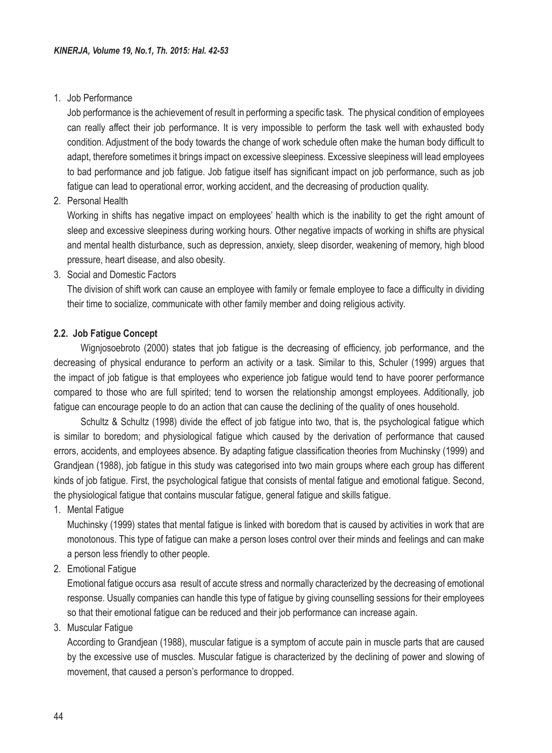1. Job Performance

   Job performance is the achievement of result in performing a specific task. The physical condition of employees can really affect their job performance. It is very impossible to perform the task well with exhausted body condition. Adjustment of the body towards the change of work schedule often make the human body difficult to adapt, therefore sometimes it brings impact on excessive sleepiness. Excessive sleepiness will lead employees to bad performance and job fatigue. Job fatigue itself has significant impact on job performance, such as job fatigue can lead to operational error, working accident, and the decreasing of production quality.

2. Personal Health

   Working in shifts has negative impact on employees' health which is the inability to get the right amount of sleep and excessive sleepiness during working hours. Other negative impacts of working in shifts are physical and mental health disturbance, such as depression, anxiety, sleep disorder, weakening of memory, high blood pressure, heart disease, and also obesity.

3. Social and Domestic Factors

   The division of shift work can cause an employee with family or female employee to face a difficulty in dividing their time to socialize, communicate with other family member and doing religious activity.

### 2.2. Job Fatigue Concept

Wignjosoebroto (2000) states that job fatigue is the decreasing of efficiency, job performance, and the decreasing of physical endurance to perform an activity or a task. Similar to this, Schuler (1999) argues that the impact of job fatigue is that employees who experience job fatigue would tend to have poorer performance compared to those who are full spirited; tend to worsen the relationship amongst employees. Additionally, job fatigue can encourage people to do an action that can cause the declining of the quality of ones household.

Schultz & Schultz (1998) divide the effect of job fatigue into two, that is, the psychological fatigue which is similar to boredom; and physiological fatigue which caused by the derivation of performance that caused errors, accidents, and employees absence. By adapting fatigue classification theories from Muchinsky (1999) and Grandjean (1988), job fatigue in this study was categorised into two main groups where each group has different kinds of job fatigue. First, the psychological fatigue that consists of mental fatigue and emotional fatigue. Second, the physiological fatigue that contains muscular fatigue, general fatigue and skills fatigue.

1. Mental Fatigue

   Muchinsky (1999) states that mental fatigue is linked with boredom that is caused by activities in work that are monotonous. This type of fatigue can make a person loses control over their minds and feelings and can make a person less friendly to other people.

2. Emotional Fatigue

   Emotional fatigue occurs asa result of accute stress and normally characterized by the decreasing of emotional response. Usually companies can handle this type of fatigue by giving counselling sessions for their employees so that their emotional fatigue can be reduced and their job performance can increase again.

3. Muscular Fatigue

   According to Grandjean (1988), muscular fatigue is a symptom of accute pain in muscle parts that are caused by the excessive use of muscles. Muscular fatigue is characterized by the declining of power and slowing of movement, that caused a person's performance to dropped.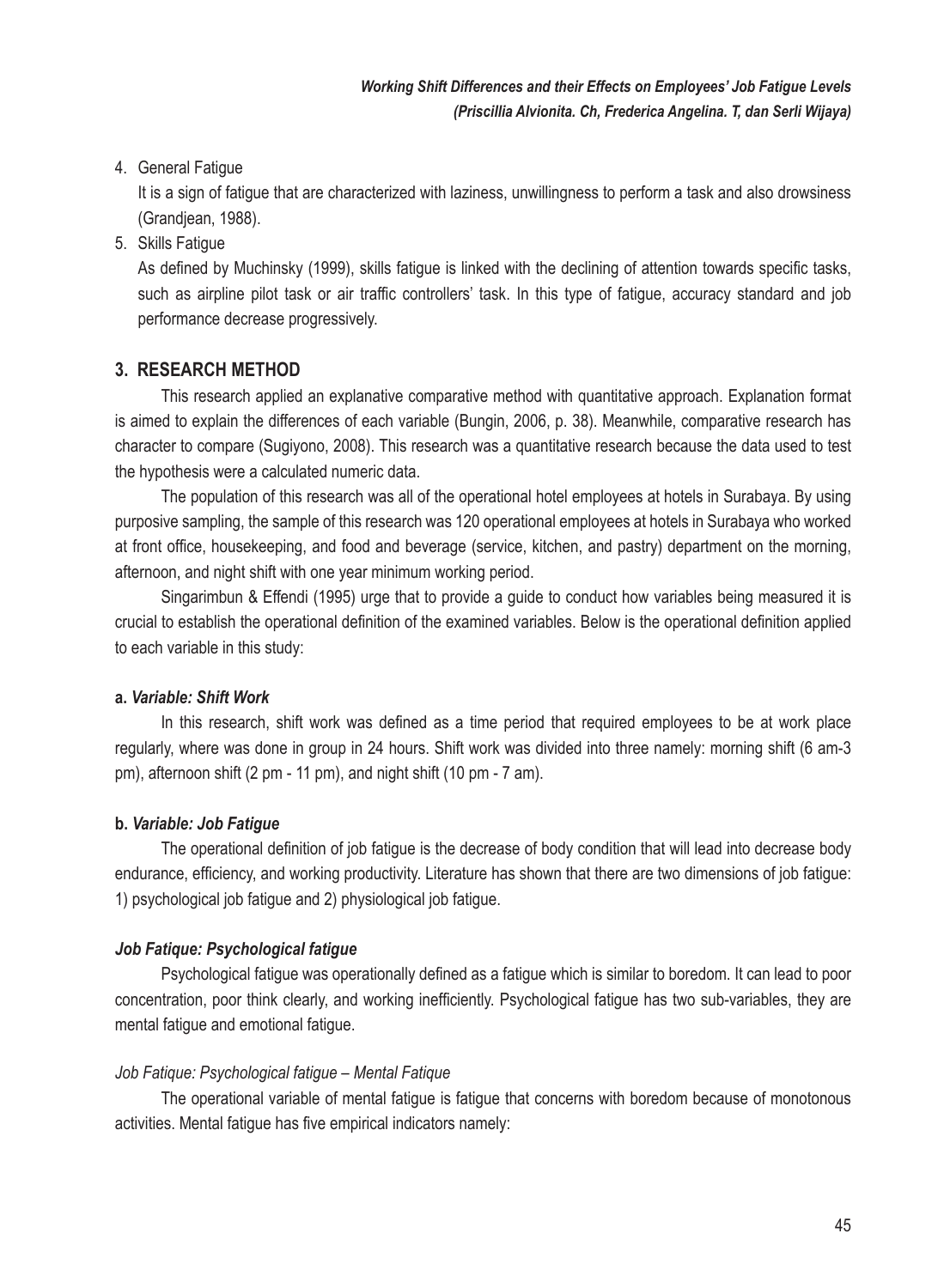4. General Fatigue

   It is a sign of fatigue that are characterized with laziness, unwillingness to perform a task and also drowsiness (Grandjean, 1988).

5. Skills Fatigue

   As defined by Muchinsky (1999), skills fatigue is linked with the declining of attention towards specific tasks, such as airpline pilot task or air traffic controllers' task. In this type of fatigue, accuracy standard and job performance decrease progressively.

## 3. RESEARCH METHOD

This research applied an explanative comparative method with quantitative approach. Explanation format is aimed to explain the differences of each variable (Bungin, 2006, p. 38). Meanwhile, comparative research has character to compare (Sugiyono, 2008). This research was a quantitative research because the data used to test the hypothesis were a calculated numeric data.

The population of this research was all of the operational hotel employees at hotels in Surabaya. By using purposive sampling, the sample of this research was 120 operational employees at hotels in Surabaya who worked at front office, housekeeping, and food and beverage (service, kitchen, and pastry) department on the morning, afternoon, and night shift with one year minimum working period.

Singarimbun & Effendi (1995) urge that to provide a guide to conduct how variables being measured it is crucial to establish the operational definition of the examined variables. Below is the operational definition applied to each variable in this study:

**a. *Variable: Shift Work***

In this research, shift work was defined as a time period that required employees to be at work place regularly, where was done in group in 24 hours. Shift work was divided into three namely: morning shift (6 am-3 pm), afternoon shift (2 pm - 11 pm), and night shift (10 pm - 7 am).

**b. *Variable: Job Fatigue***

The operational definition of job fatigue is the decrease of body condition that will lead into decrease body endurance, efficiency, and working productivity. Literature has shown that there are two dimensions of job fatigue: 1) psychological job fatigue and 2) physiological job fatigue.

***Job Fatique: Psychological fatigue***

Psychological fatigue was operationally defined as a fatigue which is similar to boredom. It can lead to poor concentration, poor think clearly, and working inefficiently. Psychological fatigue has two sub-variables, they are mental fatigue and emotional fatigue.

*Job Fatique: Psychological fatigue – Mental Fatique*

The operational variable of mental fatigue is fatigue that concerns with boredom because of monotonous activities. Mental fatigue has five empirical indicators namely: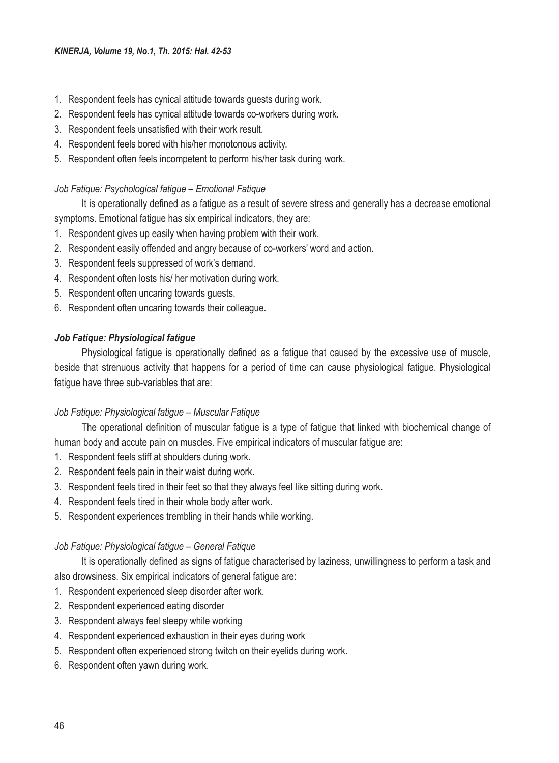1. Respondent feels has cynical attitude towards guests during work.
2. Respondent feels has cynical attitude towards co-workers during work.
3. Respondent feels unsatisfied with their work result.
4. Respondent feels bored with his/her monotonous activity.
5. Respondent often feels incompetent to perform his/her task during work.

*Job Fatique: Psychological fatigue – Emotional Fatique*

It is operationally defined as a fatigue as a result of severe stress and generally has a decrease emotional symptoms. Emotional fatigue has six empirical indicators, they are:

1. Respondent gives up easily when having problem with their work.
2. Respondent easily offended and angry because of co-workers' word and action.
3. Respondent feels suppressed of work's demand.
4. Respondent often losts his/ her motivation during work.
5. Respondent often uncaring towards guests.
6. Respondent often uncaring towards their colleague.

***Job Fatique: Physiological fatigue***

Physiological fatigue is operationally defined as a fatigue that caused by the excessive use of muscle, beside that strenuous activity that happens for a period of time can cause physiological fatigue. Physiological fatigue have three sub-variables that are:

*Job Fatique: Physiological fatigue – Muscular Fatique*

The operational definition of muscular fatigue is a type of fatigue that linked with biochemical change of human body and accute pain on muscles. Five empirical indicators of muscular fatigue are:

1. Respondent feels stiff at shoulders during work.
2. Respondent feels pain in their waist during work.
3. Respondent feels tired in their feet so that they always feel like sitting during work.
4. Respondent feels tired in their whole body after work.
5. Respondent experiences trembling in their hands while working.

*Job Fatique: Physiological fatigue – General Fatique*

It is operationally defined as signs of fatigue characterised by laziness, unwillingness to perform a task and also drowsiness. Six empirical indicators of general fatigue are:

1. Respondent experienced sleep disorder after work.
2. Respondent experienced eating disorder
3. Respondent always feel sleepy while working
4. Respondent experienced exhaustion in their eyes during work
5. Respondent often experienced strong twitch on their eyelids during work.
6. Respondent often yawn during work.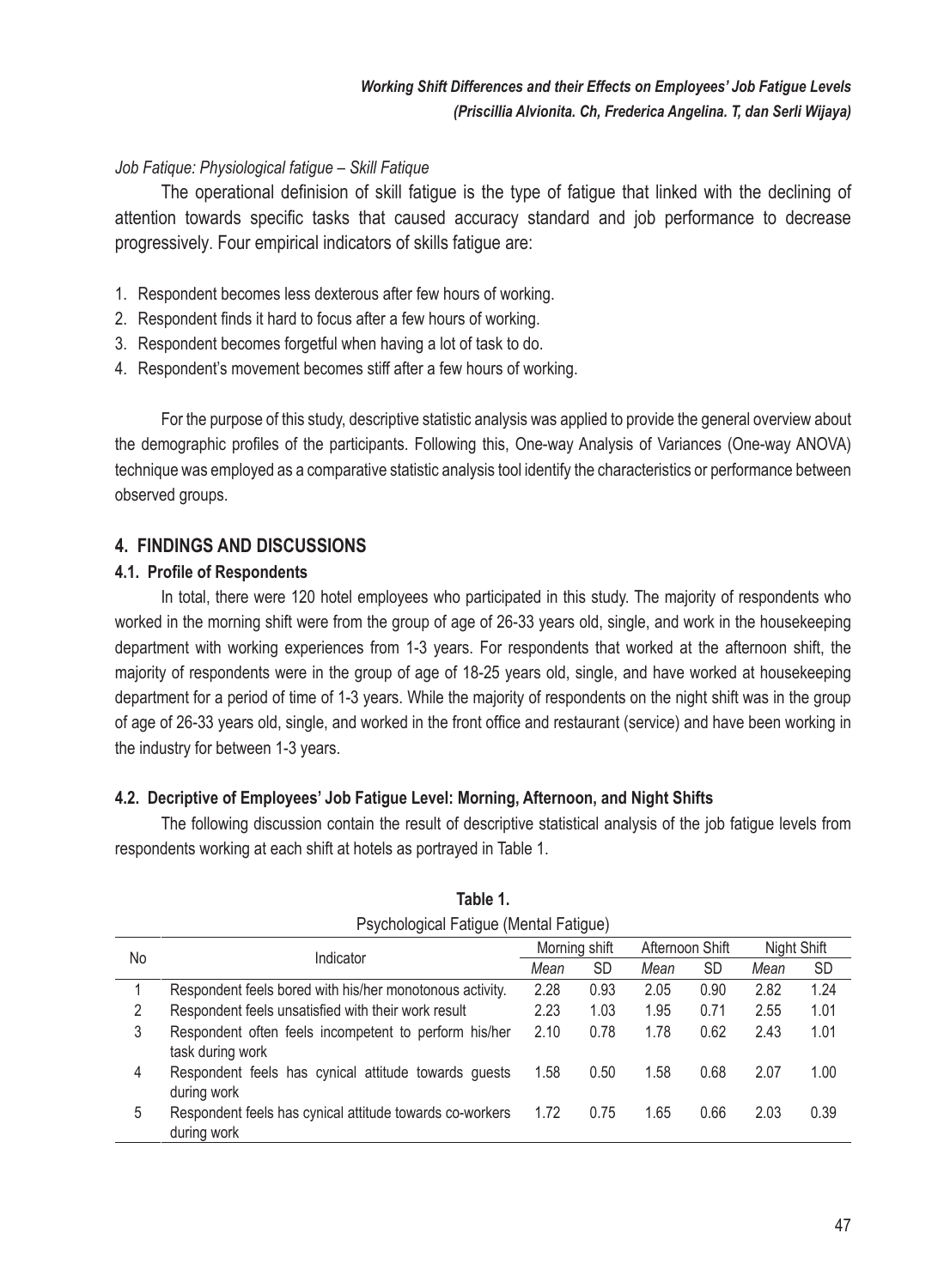*Job Fatique: Physiological fatigue – Skill Fatique*

The operational definision of skill fatigue is the type of fatigue that linked with the declining of attention towards specific tasks that caused accuracy standard and job performance to decrease progressively. Four empirical indicators of skills fatigue are:

1. Respondent becomes less dexterous after few hours of working.
2. Respondent finds it hard to focus after a few hours of working.
3. Respondent becomes forgetful when having a lot of task to do.
4. Respondent's movement becomes stiff after a few hours of working.

For the purpose of this study, descriptive statistic analysis was applied to provide the general overview about the demographic profiles of the participants. Following this, One-way Analysis of Variances (One-way ANOVA) technique was employed as a comparative statistic analysis tool identify the characteristics or performance between observed groups.

## 4. FINDINGS AND DISCUSSIONS

### 4.1. Profile of Respondents

In total, there were 120 hotel employees who participated in this study. The majority of respondents who worked in the morning shift were from the group of age of 26-33 years old, single, and work in the housekeeping department with working experiences from 1-3 years. For respondents that worked at the afternoon shift, the majority of respondents were in the group of age of 18-25 years old, single, and have worked at housekeeping department for a period of time of 1-3 years. While the majority of respondents on the night shift was in the group of age of 26-33 years old, single, and worked in the front office and restaurant (service) and have been working in the industry for between 1-3 years.

### 4.2. Decriptive of Employees' Job Fatigue Level: Morning, Afternoon, and Night Shifts

The following discussion contain the result of descriptive statistical analysis of the job fatigue levels from respondents working at each shift at hotels as portrayed in Table 1.

**Table 1.**
Psychological Fatigue (Mental Fatigue)

| No | Indicator | Morning shift | | Afternoon Shift | | Night Shift | |
|---|---|---|---|---|---|---|---|
| | | *Mean* | SD | *Mean* | SD | *Mean* | SD |
| 1 | Respondent feels bored with his/her monotonous activity. | 2.28 | 0.93 | 2.05 | 0.90 | 2.82 | 1.24 |
| 2 | Respondent feels unsatisfied with their work result | 2.23 | 1.03 | 1.95 | 0.71 | 2.55 | 1.01 |
| 3 | Respondent often feels incompetent to perform his/her task during work | 2.10 | 0.78 | 1.78 | 0.62 | 2.43 | 1.01 |
| 4 | Respondent feels has cynical attitude towards guests during work | 1.58 | 0.50 | 1.58 | 0.68 | 2.07 | 1.00 |
| 5 | Respondent feels has cynical attitude towards co-workers during work | 1.72 | 0.75 | 1.65 | 0.66 | 2.03 | 0.39 |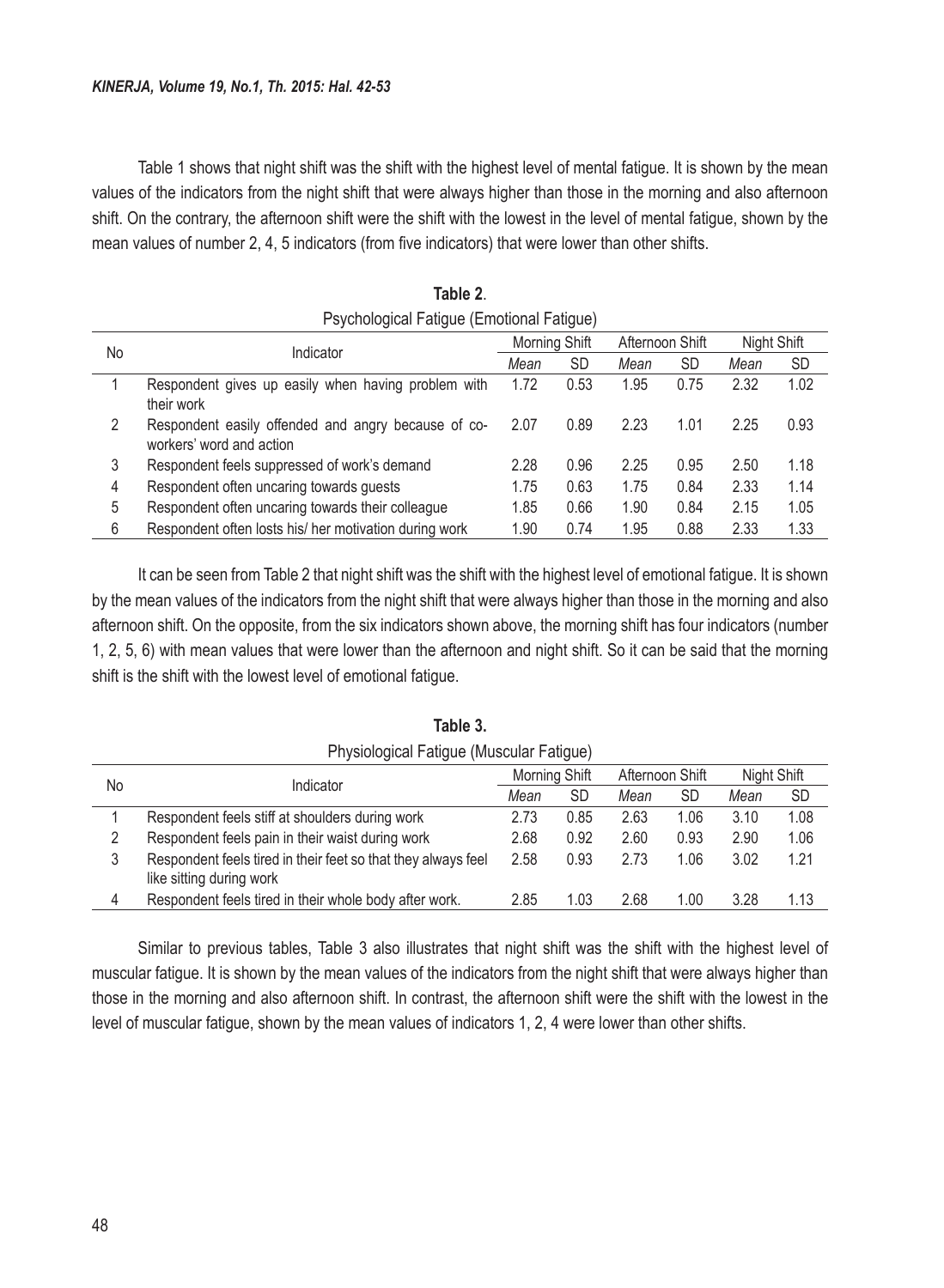Table 1 shows that night shift was the shift with the highest level of mental fatigue. It is shown by the mean values of the indicators from the night shift that were always higher than those in the morning and also afternoon shift. On the contrary, the afternoon shift were the shift with the lowest in the level of mental fatigue, shown by the mean values of number 2, 4, 5 indicators (from five indicators) that were lower than other shifts.

**Table 2**.
Psychological Fatigue (Emotional Fatigue)

| No | Indicator | Morning Shift | | Afternoon Shift | | Night Shift | |
|---|---|---|---|---|---|---|---|
| | | *Mean* | SD | *Mean* | SD | *Mean* | SD |
| 1 | Respondent gives up easily when having problem with their work | 1.72 | 0.53 | 1.95 | 0.75 | 2.32 | 1.02 |
| 2 | Respondent easily offended and angry because of co-workers' word and action | 2.07 | 0.89 | 2.23 | 1.01 | 2.25 | 0.93 |
| 3 | Respondent feels suppressed of work's demand | 2.28 | 0.96 | 2.25 | 0.95 | 2.50 | 1.18 |
| 4 | Respondent often uncaring towards guests | 1.75 | 0.63 | 1.75 | 0.84 | 2.33 | 1.14 |
| 5 | Respondent often uncaring towards their colleague | 1.85 | 0.66 | 1.90 | 0.84 | 2.15 | 1.05 |
| 6 | Respondent often losts his/ her motivation during work | 1.90 | 0.74 | 1.95 | 0.88 | 2.33 | 1.33 |

It can be seen from Table 2 that night shift was the shift with the highest level of emotional fatigue. It is shown by the mean values of the indicators from the night shift that were always higher than those in the morning and also afternoon shift. On the opposite, from the six indicators shown above, the morning shift has four indicators (number 1, 2, 5, 6) with mean values that were lower than the afternoon and night shift. So it can be said that the morning shift is the shift with the lowest level of emotional fatigue.

**Table 3.**
Physiological Fatigue (Muscular Fatigue)

| No | Indicator | Morning Shift | | Afternoon Shift | | Night Shift | |
|---|---|---|---|---|---|---|---|
| | | *Mean* | SD | *Mean* | SD | *Mean* | SD |
| 1 | Respondent feels stiff at shoulders during work | 2.73 | 0.85 | 2.63 | 1.06 | 3.10 | 1.08 |
| 2 | Respondent feels pain in their waist during work | 2.68 | 0.92 | 2.60 | 0.93 | 2.90 | 1.06 |
| 3 | Respondent feels tired in their feet so that they always feel like sitting during work | 2.58 | 0.93 | 2.73 | 1.06 | 3.02 | 1.21 |
| 4 | Respondent feels tired in their whole body after work. | 2.85 | 1.03 | 2.68 | 1.00 | 3.28 | 1.13 |

Similar to previous tables, Table 3 also illustrates that night shift was the shift with the highest level of muscular fatigue. It is shown by the mean values of the indicators from the night shift that were always higher than those in the morning and also afternoon shift. In contrast, the afternoon shift were the shift with the lowest in the level of muscular fatigue, shown by the mean values of indicators 1, 2, 4 were lower than other shifts.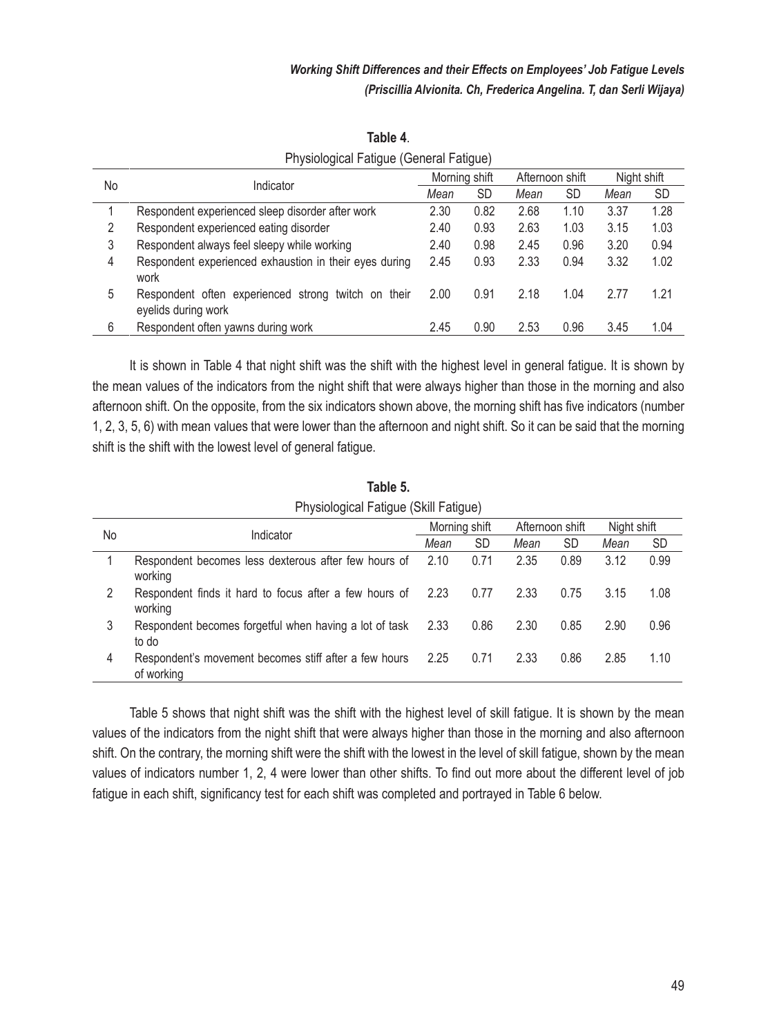**Table 4**.

Physiological Fatigue (General Fatigue)

| No | Indicator | Morning shift | | Afternoon shift | | Night shift | |
|---|---|---|---|---|---|---|---|
| | | *Mean* | SD | *Mean* | SD | *Mean* | SD |
| 1 | Respondent experienced sleep disorder after work | 2.30 | 0.82 | 2.68 | 1.10 | 3.37 | 1.28 |
| 2 | Respondent experienced eating disorder | 2.40 | 0.93 | 2.63 | 1.03 | 3.15 | 1.03 |
| 3 | Respondent always feel sleepy while working | 2.40 | 0.98 | 2.45 | 0.96 | 3.20 | 0.94 |
| 4 | Respondent experienced exhaustion in their eyes during work | 2.45 | 0.93 | 2.33 | 0.94 | 3.32 | 1.02 |
| 5 | Respondent often experienced strong twitch on their eyelids during work | 2.00 | 0.91 | 2.18 | 1.04 | 2.77 | 1.21 |
| 6 | Respondent often yawns during work | 2.45 | 0.90 | 2.53 | 0.96 | 3.45 | 1.04 |

It is shown in Table 4 that night shift was the shift with the highest level in general fatigue. It is shown by the mean values of the indicators from the night shift that were always higher than those in the morning and also afternoon shift. On the opposite, from the six indicators shown above, the morning shift has five indicators (number 1, 2, 3, 5, 6) with mean values that were lower than the afternoon and night shift. So it can be said that the morning shift is the shift with the lowest level of general fatigue.

**Table 5.**

Physiological Fatigue (Skill Fatigue)

| No | Indicator | Morning shift | | Afternoon shift | | Night shift | |
|---|---|---|---|---|---|---|---|
| | | *Mean* | SD | *Mean* | SD | *Mean* | SD |
| 1 | Respondent becomes less dexterous after few hours of working | 2.10 | 0.71 | 2.35 | 0.89 | 3.12 | 0.99 |
| 2 | Respondent finds it hard to focus after a few hours of working | 2.23 | 0.77 | 2.33 | 0.75 | 3.15 | 1.08 |
| 3 | Respondent becomes forgetful when having a lot of task to do | 2.33 | 0.86 | 2.30 | 0.85 | 2.90 | 0.96 |
| 4 | Respondent's movement becomes stiff after a few hours of working | 2.25 | 0.71 | 2.33 | 0.86 | 2.85 | 1.10 |

Table 5 shows that night shift was the shift with the highest level of skill fatigue. It is shown by the mean values of the indicators from the night shift that were always higher than those in the morning and also afternoon shift. On the contrary, the morning shift were the shift with the lowest in the level of skill fatigue, shown by the mean values of indicators number 1, 2, 4 were lower than other shifts. To find out more about the different level of job fatigue in each shift, significancy test for each shift was completed and portrayed in Table 6 below.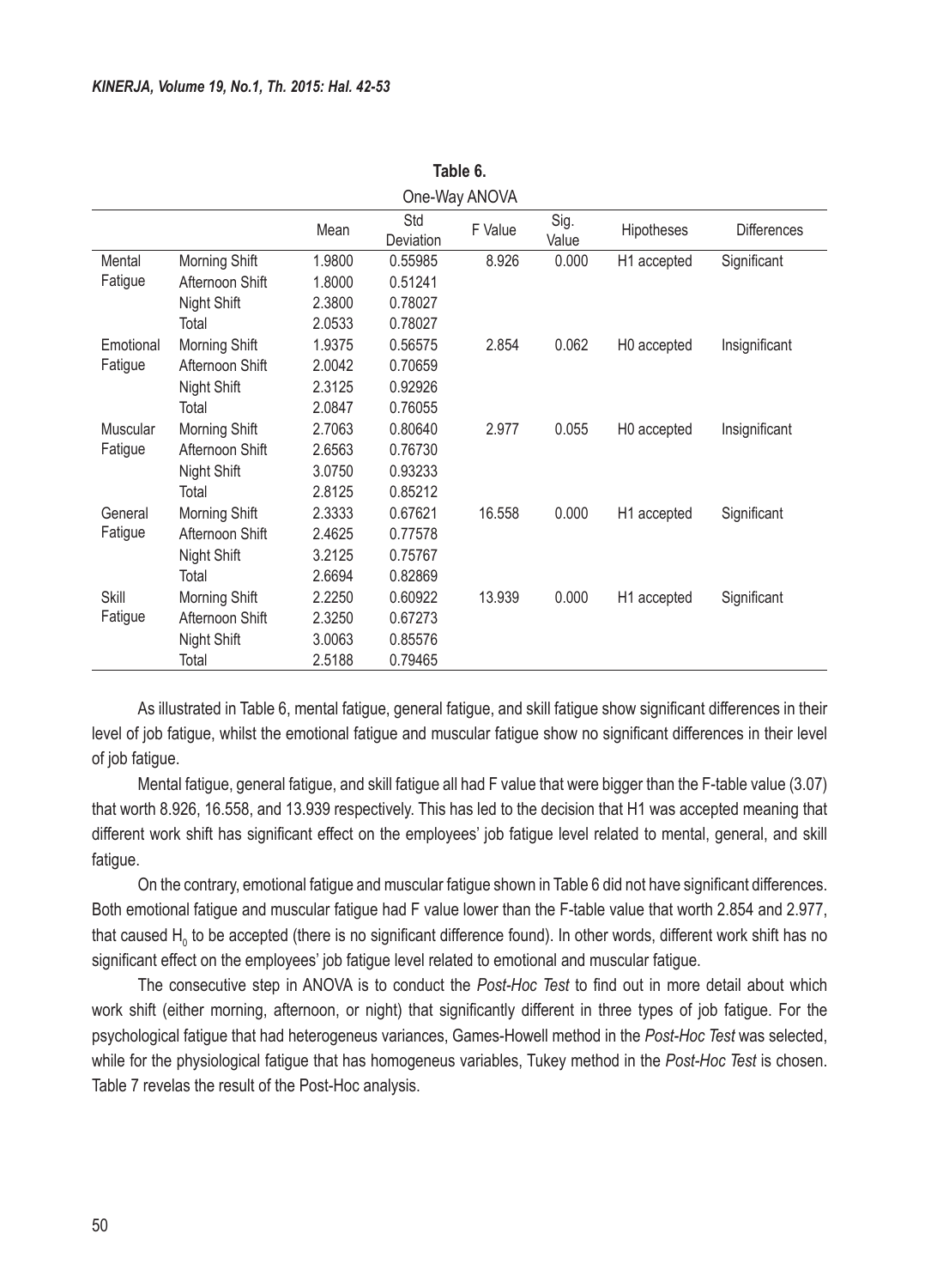**Table 6.**
One-Way ANOVA

| | | Mean | Std Deviation | F Value | Sig. Value | Hipotheses | Differences |
|---|---|---|---|---|---|---|---|
| Mental Fatigue | Morning Shift | 1.9800 | 0.55985 | 8.926 | 0.000 | H1 accepted | Significant |
| | Afternoon Shift | 1.8000 | 0.51241 | | | | |
| | Night Shift | 2.3800 | 0.78027 | | | | |
| | Total | 2.0533 | 0.78027 | | | | |
| Emotional Fatigue | Morning Shift | 1.9375 | 0.56575 | 2.854 | 0.062 | H0 accepted | Insignificant |
| | Afternoon Shift | 2.0042 | 0.70659 | | | | |
| | Night Shift | 2.3125 | 0.92926 | | | | |
| | Total | 2.0847 | 0.76055 | | | | |
| Muscular Fatigue | Morning Shift | 2.7063 | 0.80640 | 2.977 | 0.055 | H0 accepted | Insignificant |
| | Afternoon Shift | 2.6563 | 0.76730 | | | | |
| | Night Shift | 3.0750 | 0.93233 | | | | |
| | Total | 2.8125 | 0.85212 | | | | |
| General Fatigue | Morning Shift | 2.3333 | 0.67621 | 16.558 | 0.000 | H1 accepted | Significant |
| | Afternoon Shift | 2.4625 | 0.77578 | | | | |
| | Night Shift | 3.2125 | 0.75767 | | | | |
| | Total | 2.6694 | 0.82869 | | | | |
| Skill Fatigue | Morning Shift | 2.2250 | 0.60922 | 13.939 | 0.000 | H1 accepted | Significant |
| | Afternoon Shift | 2.3250 | 0.67273 | | | | |
| | Night Shift | 3.0063 | 0.85576 | | | | |
| | Total | 2.5188 | 0.79465 | | | | |

As illustrated in Table 6, mental fatigue, general fatigue, and skill fatigue show significant differences in their level of job fatigue, whilst the emotional fatigue and muscular fatigue show no significant differences in their level of job fatigue.

Mental fatigue, general fatigue, and skill fatigue all had F value that were bigger than the F-table value (3.07) that worth 8.926, 16.558, and 13.939 respectively. This has led to the decision that H1 was accepted meaning that different work shift has significant effect on the employees' job fatigue level related to mental, general, and skill fatigue.

On the contrary, emotional fatigue and muscular fatigue shown in Table 6 did not have significant differences. Both emotional fatigue and muscular fatigue had F value lower than the F-table value that worth 2.854 and 2.977, that caused $H_0$ to be accepted (there is no significant difference found). In other words, different work shift has no significant effect on the employees' job fatigue level related to emotional and muscular fatigue.

The consecutive step in ANOVA is to conduct the *Post-Hoc Test* to find out in more detail about which work shift (either morning, afternoon, or night) that significantly different in three types of job fatigue. For the psychological fatigue that had heterogeneous variances, Games-Howell method in the *Post-Hoc Test* was selected, while for the physiological fatigue that has homogeneous variables, Tukey method in the *Post-Hoc Test* is chosen. Table 7 revelas the result of the Post-Hoc analysis.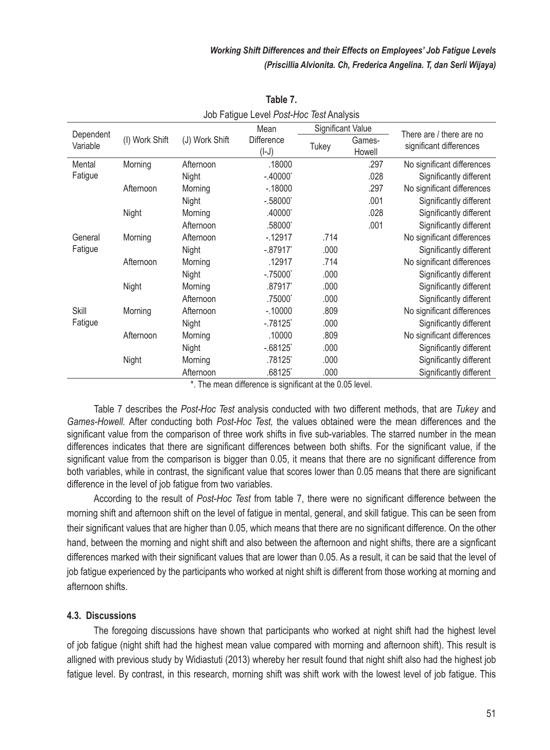**Table 7.**
Job Fatigue Level *Post-Hoc Test* Analysis

| Dependent Variable | (I) Work Shift | (J) Work Shift | Mean Difference (I-J) | Significant Value | | There are / there are no significant differences |
|---|---|---|---|---|---|---|
| | | | | Tukey | Games-Howell | |
| Mental Fatigue | Morning | Afternoon | .18000 | | .297 | No significant differences |
| | | Night | -.40000* | | .028 | Significantly different |
| | Afternoon | Morning | -.18000 | | .297 | No significant differences |
| | | Night | -.58000* | | .001 | Significantly different |
| | Night | Morning | .40000* | | .028 | Significantly different |
| | | Afternoon | .58000* | | .001 | Significantly different |
| General Fatigue | Morning | Afternoon | -.12917 | .714 | | No significant differences |
| | | Night | -.87917* | .000 | | Significantly different |
| | Afternoon | Morning | .12917 | .714 | | No significant differences |
| | | Night | -.75000* | .000 | | Significantly different |
| | Night | Morning | .87917* | .000 | | Significantly different |
| | | Afternoon | .75000* | .000 | | Significantly different |
| Skill Fatigue | Morning | Afternoon | -.10000 | .809 | | No significant differences |
| | | Night | -.78125* | .000 | | Significantly different |
| | Afternoon | Morning | .10000 | .809 | | No significant differences |
| | | Night | -.68125* | .000 | | Significantly different |
| | Night | Morning | .78125* | .000 | | Significantly different |
| | | Afternoon | .68125* | .000 | | Significantly different |

*. The mean difference is significant at the 0.05 level.

Table 7 describes the *Post-Hoc Test* analysis conducted with two different methods, that are *Tukey* and *Games-Howell.* After conducting both *Post-Hoc Test,* the values obtained were the mean differences and the significant value from the comparison of three work shifts in five sub-variables. The starred number in the mean differences indicates that there are significant differences between both shifts. For the significant value, if the significant value from the comparison is bigger than 0.05, it means that there are no significant difference from both variables, while in contrast, the significant value that scores lower than 0.05 means that there are significant difference in the level of job fatigue from two variables.

According to the result of *Post-Hoc Test* from table 7, there were no significant difference between the morning shift and afternoon shift on the level of fatigue in mental, general, and skill fatigue. This can be seen from their significant values that are higher than 0.05, which means that there are no significant difference. On the other hand, between the morning and night shift and also between the afternoon and night shifts, there are a signficant differences marked with their significant values that are lower than 0.05. As a result, it can be said that the level of job fatigue experienced by the participants who worked at night shift is different from those working at morning and afternoon shifts.

### 4.3. Discussions

The foregoing discussions have shown that participants who worked at night shift had the highest level of job fatigue (night shift had the highest mean value compared with morning and afternoon shift). This result is alligned with previous study by Widiastuti (2013) whereby her result found that night shift also had the highest job fatigue level. By contrast, in this research, morning shift was shift work with the lowest level of job fatigue. This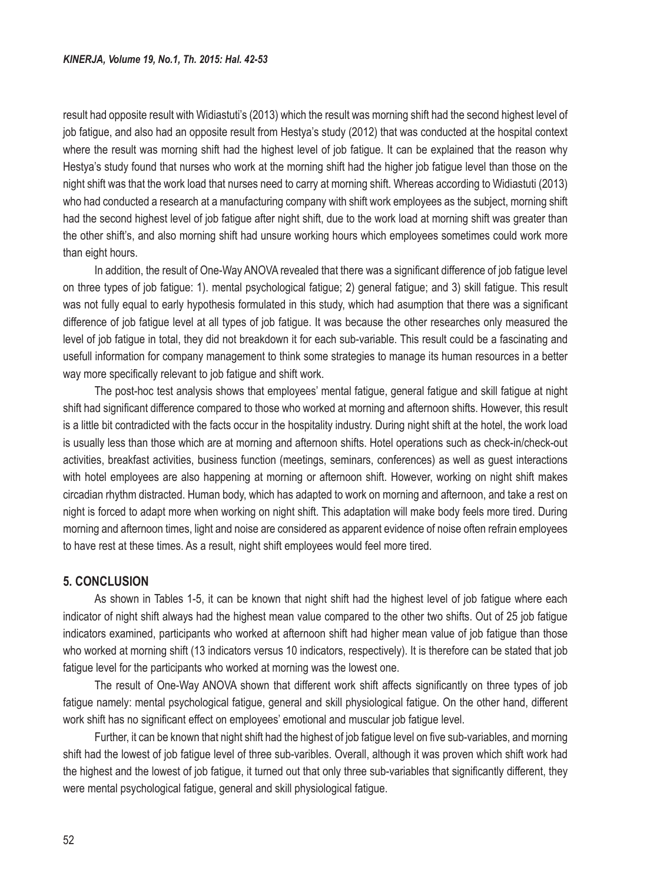result had opposite result with Widiastuti's (2013) which the result was morning shift had the second highest level of job fatigue, and also had an opposite result from Hestya's study (2012) that was conducted at the hospital context where the result was morning shift had the highest level of job fatigue. It can be explained that the reason why Hestya's study found that nurses who work at the morning shift had the higher job fatigue level than those on the night shift was that the work load that nurses need to carry at morning shift. Whereas according to Widiastuti (2013) who had conducted a research at a manufacturing company with shift work employees as the subject, morning shift had the second highest level of job fatigue after night shift, due to the work load at morning shift was greater than the other shift's, and also morning shift had unsure working hours which employees sometimes could work more than eight hours.

In addition, the result of One-Way ANOVA revealed that there was a significant difference of job fatigue level on three types of job fatigue: 1). mental psychological fatigue; 2) general fatigue; and 3) skill fatigue. This result was not fully equal to early hypothesis formulated in this study, which had asumption that there was a significant difference of job fatigue level at all types of job fatigue. It was because the other researches only measured the level of job fatigue in total, they did not breakdown it for each sub-variable. This result could be a fascinating and usefull information for company management to think some strategies to manage its human resources in a better way more specifically relevant to job fatigue and shift work.

The post-hoc test analysis shows that employees' mental fatigue, general fatigue and skill fatigue at night shift had significant difference compared to those who worked at morning and afternoon shifts. However, this result is a little bit contradicted with the facts occur in the hospitality industry. During night shift at the hotel, the work load is usually less than those which are at morning and afternoon shifts. Hotel operations such as check-in/check-out activities, breakfast activities, business function (meetings, seminars, conferences) as well as guest interactions with hotel employees are also happening at morning or afternoon shift. However, working on night shift makes circadian rhythm distracted. Human body, which has adapted to work on morning and afternoon, and take a rest on night is forced to adapt more when working on night shift. This adaptation will make body feels more tired. During morning and afternoon times, light and noise are considered as apparent evidence of noise often refrain employees to have rest at these times. As a result, night shift employees would feel more tired.

## 5. CONCLUSION

As shown in Tables 1-5, it can be known that night shift had the highest level of job fatigue where each indicator of night shift always had the highest mean value compared to the other two shifts. Out of 25 job fatigue indicators examined, participants who worked at afternoon shift had higher mean value of job fatigue than those who worked at morning shift (13 indicators versus 10 indicators, respectively). It is therefore can be stated that job fatigue level for the participants who worked at morning was the lowest one.

The result of One-Way ANOVA shown that different work shift affects significantly on three types of job fatigue namely: mental psychological fatigue, general and skill physiological fatigue. On the other hand, different work shift has no significant effect on employees' emotional and muscular job fatigue level.

Further, it can be known that night shift had the highest of job fatigue level on five sub-variables, and morning shift had the lowest of job fatigue level of three sub-varibles. Overall, although it was proven which shift work had the highest and the lowest of job fatigue, it turned out that only three sub-variables that significantly different, they were mental psychological fatigue, general and skill physiological fatigue.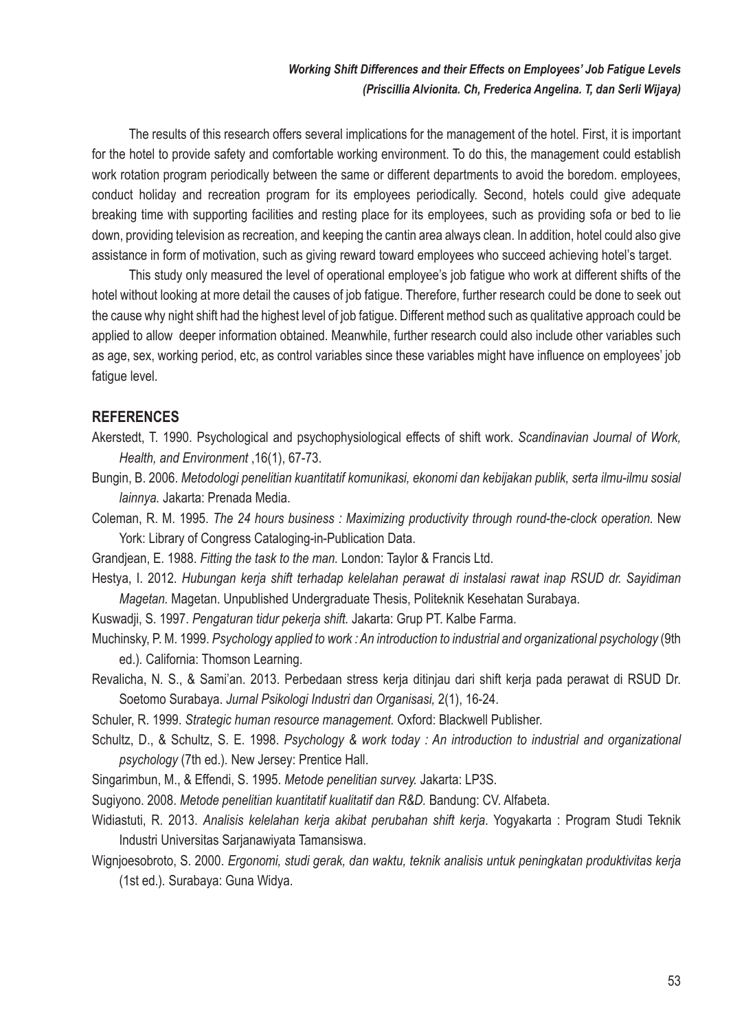The results of this research offers several implications for the management of the hotel. First, it is important for the hotel to provide safety and comfortable working environment. To do this, the management could establish work rotation program periodically between the same or different departments to avoid the boredom. employees, conduct holiday and recreation program for its employees periodically. Second, hotels could give adequate breaking time with supporting facilities and resting place for its employees, such as providing sofa or bed to lie down, providing television as recreation, and keeping the cantin area always clean. In addition, hotel could also give assistance in form of motivation, such as giving reward toward employees who succeed achieving hotel's target.

This study only measured the level of operational employee's job fatigue who work at different shifts of the hotel without looking at more detail the causes of job fatigue. Therefore, further research could be done to seek out the cause why night shift had the highest level of job fatigue. Different method such as qualitative approach could be applied to allow deeper information obtained. Meanwhile, further research could also include other variables such as age, sex, working period, etc, as control variables since these variables might have influence on employees' job fatigue level.

## REFERENCES

Akerstedt, T. 1990. Psychological and psychophysiological effects of shift work. *Scandinavian Journal of Work, Health, and Environment* ,16(1), 67-73.

Bungin, B. 2006. *Metodologi penelitian kuantitatif komunikasi, ekonomi dan kebijakan publik, serta ilmu-ilmu sosial lainnya.* Jakarta: Prenada Media.

Coleman, R. M. 1995. *The 24 hours business : Maximizing productivity through round-the-clock operation.* New York: Library of Congress Cataloging-in-Publication Data.

Grandjean, E. 1988. *Fitting the task to the man.* London: Taylor & Francis Ltd.

Hestya, I. 2012. *Hubungan kerja shift terhadap kelelahan perawat di instalasi rawat inap RSUD dr. Sayidiman Magetan.* Magetan. Unpublished Undergraduate Thesis, Politeknik Kesehatan Surabaya.

Kuswadji, S. 1997. *Pengaturan tidur pekerja shift.* Jakarta: Grup PT. Kalbe Farma.

Muchinsky, P. M. 1999. *Psychology applied to work : An introduction to industrial and organizational psychology* (9th ed.). California: Thomson Learning.

Revalicha, N. S., & Sami'an. 2013. Perbedaan stress kerja ditinjau dari shift kerja pada perawat di RSUD Dr. Soetomo Surabaya. *Jurnal Psikologi Industri dan Organisasi,* 2(1), 16-24.

Schuler, R. 1999. *Strategic human resource management.* Oxford: Blackwell Publisher.

Schultz, D., & Schultz, S. E. 1998. *Psychology & work today : An introduction to industrial and organizational psychology* (7th ed.). New Jersey: Prentice Hall.

Singarimbun, M., & Effendi, S. 1995. *Metode penelitian survey.* Jakarta: LP3S.

Sugiyono. 2008. *Metode penelitian kuantitatif kualitatif dan R&D.* Bandung: CV. Alfabeta.

Widiastuti, R. 2013. *Analisis kelelahan kerja akibat perubahan shift kerja*. Yogyakarta : Program Studi Teknik Industri Universitas Sarjanawiyata Tamansiswa.

Wignjoesobroto, S. 2000. *Ergonomi, studi gerak, dan waktu, teknik analisis untuk peningkatan produktivitas kerja* (1st ed.). Surabaya: Guna Widya.